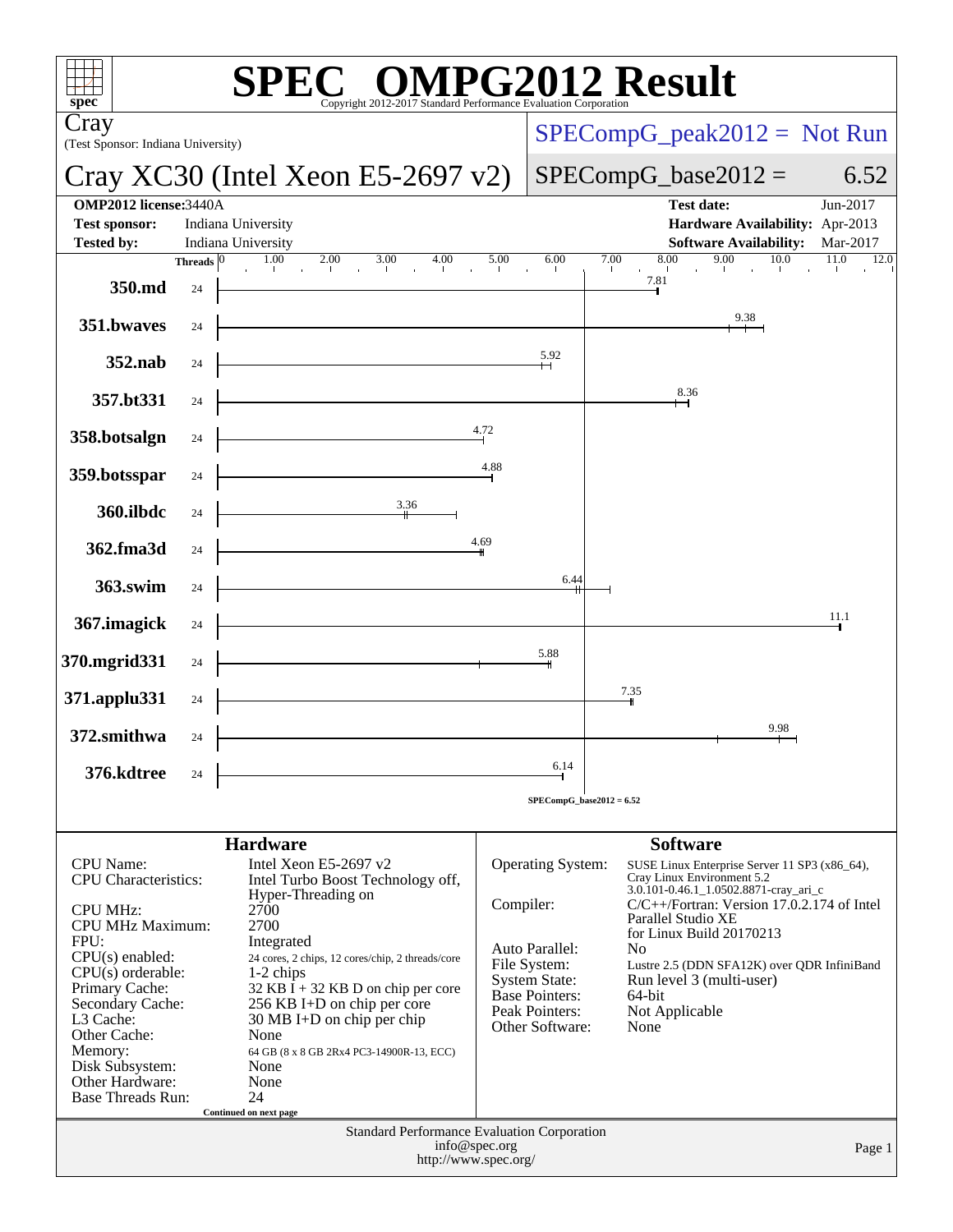# SPEC® OMPG2012 Result

Copyright 2012-2017 Standard Performance Evaluation Corporation

**Cray**
(Test Sponsor: Indiana University)

**Cray XC30 (Intel Xeon E5-2697 v2)**

SPECompG_peak2012 = Not Run

SPECompG_base2012 = 6.52

| | | | |
|---|---|---|---|
| **OMP2012 license:** | 3440A | **Test date:** | Jun-2017 |
| **Test sponsor:** | Indiana University | **Hardware Availability:** | Apr-2013 |
| **Tested by:** | Indiana University | **Software Availability:** | Mar-2017 |

| Benchmark | Threads | Base Ratio |
|---|---|---|
| 350.md | 24 | 7.81 |
| 351.bwaves | 24 | 9.38 |
| 352.nab | 24 | 5.92 |
| 357.bt331 | 24 | 8.36 |
| 358.botsalgn | 24 | 4.72 |
| 359.botsspar | 24 | 4.88 |
| 360.ilbdc | 24 | 3.36 |
| 362.fma3d | 24 | 4.69 |
| 363.swim | 24 | 6.44 |
| 367.imagick | 24 | 11.1 |
| 370.mgrid331 | 24 | 5.88 |
| 371.applu331 | 24 | 7.35 |
| 372.smithwa | 24 | 9.98 |
| 376.kdtree | 24 | 6.14 |

SPECompG_base2012 = 6.52

## Hardware

| | |
|---|---|
| CPU Name: | Intel Xeon E5-2697 v2 |
| CPU Characteristics: | Intel Turbo Boost Technology off, Hyper-Threading on |
| CPU MHz: | 2700 |
| CPU MHz Maximum: | 2700 |
| FPU: | Integrated |
| CPU(s) enabled: | 24 cores, 2 chips, 12 cores/chip, 2 threads/core |
| CPU(s) orderable: | 1-2 chips |
| Primary Cache: | 32 KB I + 32 KB D on chip per core |
| Secondary Cache: | 256 KB I+D on chip per core |
| L3 Cache: | 30 MB I+D on chip per chip |
| Other Cache: | None |
| Memory: | 64 GB (8 x 8 GB 2Rx4 PC3-14900R-13, ECC) |
| Disk Subsystem: | None |
| Other Hardware: | None |
| Base Threads Run: | 24 |

Continued on next page

## Software

| | |
|---|---|
| Operating System: | SUSE Linux Enterprise Server 11 SP3 (x86_64), Cray Linux Environment 5.2 3.0.101-0.46.1_1.0502.8871-cray_ari_c |
| Compiler: | C/C++/Fortran: Version 17.0.2.174 of Intel Parallel Studio XE for Linux Build 20170213 |
| Auto Parallel: | No |
| File System: | Lustre 2.5 (DDN SFA12K) over QDR InfiniBand |
| System State: | Run level 3 (multi-user) |
| Base Pointers: | 64-bit |
| Peak Pointers: | Not Applicable |
| Other Software: | None |

Standard Performance Evaluation Corporation
info@spec.org
http://www.spec.org/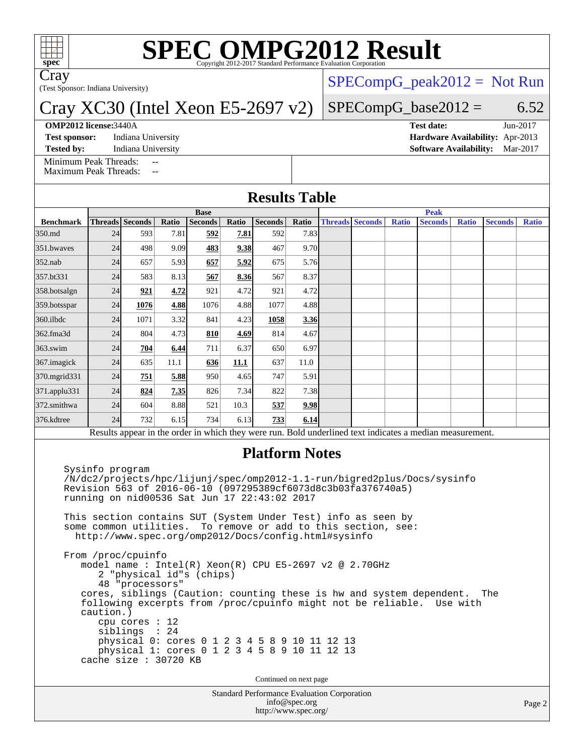# SPEC OMPG2012 Result

Copyright 2012-2017 Standard Performance Evaluation Corporation

**Cray**

(Test Sponsor: Indiana University)

## Cray XC30 (Intel Xeon E5-2697 v2)

SPECompG_peak2012 = Not Run

SPECompG_base2012 = 6.52

**OMP2012 license:** 3440A
**Test sponsor:** Indiana University
**Tested by:** Indiana University

**Test date:** Jun-2017
**Hardware Availability:** Apr-2013
**Software Availability:** Mar-2017

Minimum Peak Threads: --
Maximum Peak Threads: --

## Results Table

| Benchmark | Base | | | | | | | Peak | | | | | | |
|---|---|---|---|---|---|---|---|---|---|---|---|---|---|---|
| | Threads | Seconds | Ratio | Seconds | Ratio | Seconds | Ratio | Threads | Seconds | Ratio | Seconds | Ratio | Seconds | Ratio |
| 350.md | 24 | 593 | 7.81 | **592** | **7.81** | 592 | 7.83 | | | | | | | |
| 351.bwaves | 24 | 498 | 9.09 | **483** | **9.38** | 467 | 9.70 | | | | | | | |
| 352.nab | 24 | 657 | 5.93 | **657** | **5.92** | 675 | 5.76 | | | | | | | |
| 357.bt331 | 24 | 583 | 8.13 | **567** | **8.36** | 567 | 8.37 | | | | | | | |
| 358.botsalgn | 24 | **921** | **4.72** | 921 | 4.72 | 921 | 4.72 | | | | | | | |
| 359.botsspar | 24 | **1076** | **4.88** | 1076 | 4.88 | 1077 | 4.88 | | | | | | | |
| 360.ilbdc | 24 | 1071 | 3.32 | 841 | 4.23 | **1058** | **3.36** | | | | | | | |
| 362.fma3d | 24 | 804 | 4.73 | **810** | **4.69** | 814 | 4.67 | | | | | | | |
| 363.swim | 24 | **704** | **6.44** | 711 | 6.37 | 650 | 6.97 | | | | | | | |
| 367.imagick | 24 | 635 | 11.1 | **636** | **11.1** | 637 | 11.0 | | | | | | | |
| 370.mgrid331 | 24 | **751** | **5.88** | 950 | 4.65 | 747 | 5.91 | | | | | | | |
| 371.applu331 | 24 | **824** | **7.35** | 826 | 7.34 | 822 | 7.38 | | | | | | | |
| 372.smithwa | 24 | 604 | 8.88 | 521 | 10.3 | **537** | **9.98** | | | | | | | |
| 376.kdtree | 24 | 732 | 6.15 | 734 | 6.13 | **733** | **6.14** | | | | | | | |

Results appear in the order in which they were run. Bold underlined text indicates a median measurement.

## Platform Notes

```
Sysinfo program
/N/dc2/projects/hpc/lijunj/spec/omp2012-1.1-run/bigred2plus/Docs/sysinfo
Revision 563 of 2016-06-10 (097295389cf6073d8c3b03fa376740a5)
running on nid00536 Sat Jun 17 22:43:02 2017

This section contains SUT (System Under Test) info as seen by
some common utilities.  To remove or add to this section, see:
  http://www.spec.org/omp2012/Docs/config.html#sysinfo

From /proc/cpuinfo
   model name : Intel(R) Xeon(R) CPU E5-2697 v2 @ 2.70GHz
      2 "physical id"s (chips)
      48 "processors"
   cores, siblings (Caution: counting these is hw and system dependent.  The
   following excerpts from /proc/cpuinfo might not be reliable.  Use with
   caution.)
      cpu cores : 12
      siblings  : 24
      physical 0: cores 0 1 2 3 4 5 8 9 10 11 12 13
      physical 1: cores 0 1 2 3 4 5 8 9 10 11 12 13
   cache size : 30720 KB
```

Continued on next page

Standard Performance Evaluation Corporation
info@spec.org
http://www.spec.org/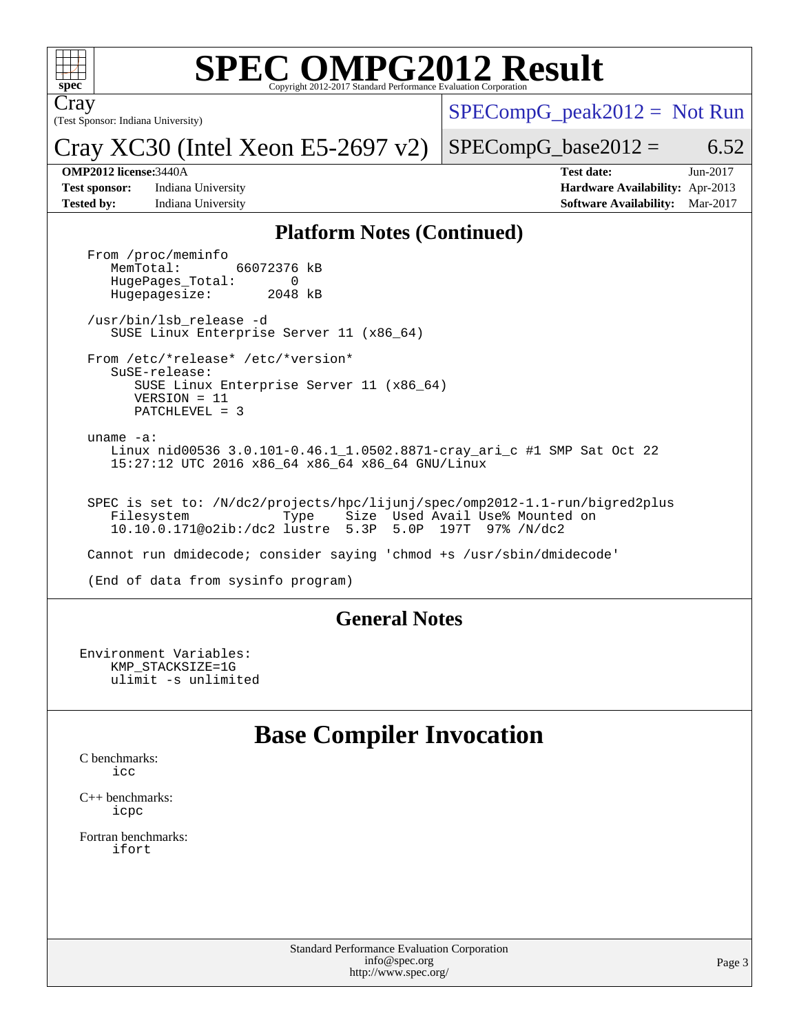## Platform Notes (Continued)

```
From /proc/meminfo
   MemTotal:       66072376 kB
   HugePages_Total:       0
   Hugepagesize:       2048 kB

/usr/bin/lsb_release -d
   SUSE Linux Enterprise Server 11 (x86_64)

From /etc/*release* /etc/*version*
   SuSE-release:
      SUSE Linux Enterprise Server 11 (x86_64)
      VERSION = 11
      PATCHLEVEL = 3

uname -a:
   Linux nid00536 3.0.101-0.46.1_1.0502.8871-cray_ari_c #1 SMP Sat Oct 22
   15:27:12 UTC 2016 x86_64 x86_64 x86_64 GNU/Linux


SPEC is set to: /N/dc2/projects/hpc/lijunj/spec/omp2012-1.1-run/bigred2plus
   Filesystem            Type    Size  Used Avail Use% Mounted on
   10.10.0.171@o2ib:/dc2 lustre  5.3P  5.0P  197T  97% /N/dc2

Cannot run dmidecode; consider saying 'chmod +s /usr/sbin/dmidecode'

(End of data from sysinfo program)
```

## General Notes

```
Environment Variables:
    KMP_STACKSIZE=1G
    ulimit -s unlimited
```

# Base Compiler Invocation

C benchmarks:
    icc

C++ benchmarks:
    icpc

Fortran benchmarks:
    ifort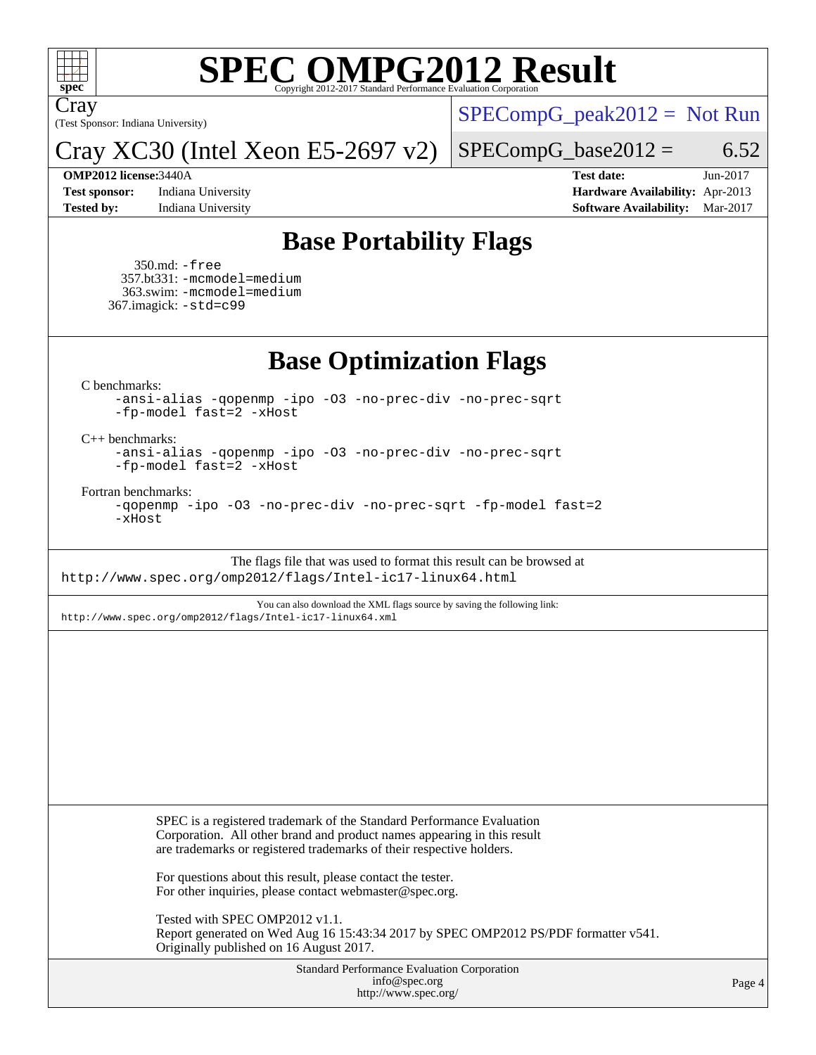# Base Portability Flags

350.md: -free
357.bt331: -mcmodel=medium
363.swim: -mcmodel=medium
367.imagick: -std=c99

# Base Optimization Flags

C benchmarks:
-ansi-alias -qopenmp -ipo -O3 -no-prec-div -no-prec-sqrt -fp-model fast=2 -xHost

C++ benchmarks:
-ansi-alias -qopenmp -ipo -O3 -no-prec-div -no-prec-sqrt -fp-model fast=2 -xHost

Fortran benchmarks:
-qopenmp -ipo -O3 -no-prec-div -no-prec-sqrt -fp-model fast=2 -xHost

The flags file that was used to format this result can be browsed at
http://www.spec.org/omp2012/flags/Intel-ic17-linux64.html

You can also download the XML flags source by saving the following link:
http://www.spec.org/omp2012/flags/Intel-ic17-linux64.xml

SPEC is a registered trademark of the Standard Performance Evaluation Corporation. All other brand and product names appearing in this result are trademarks or registered trademarks of their respective holders.

For questions about this result, please contact the tester.
For other inquiries, please contact webmaster@spec.org.

Tested with SPEC OMP2012 v1.1.
Report generated on Wed Aug 16 15:43:34 2017 by SPEC OMP2012 PS/PDF formatter v541.
Originally published on 16 August 2017.